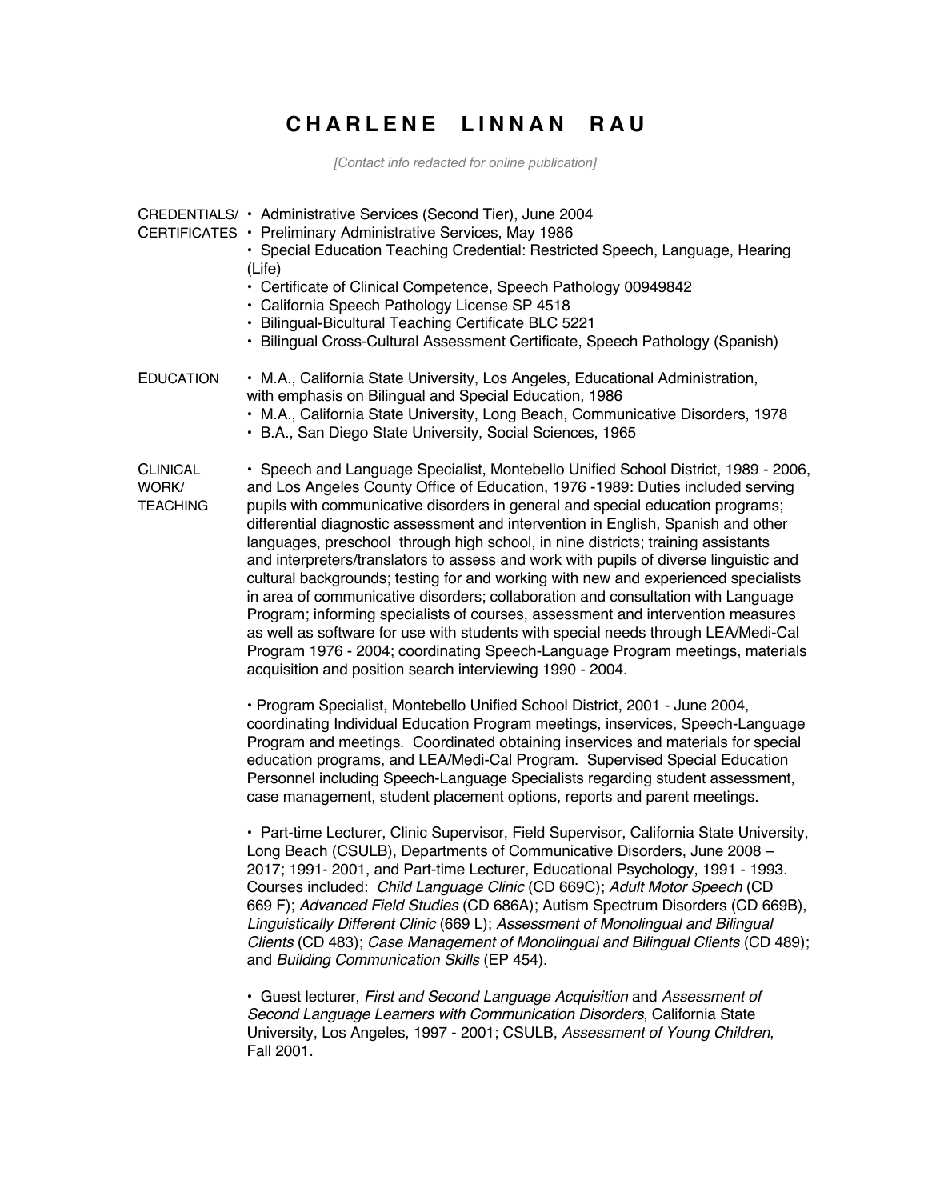# CHARLENE LINNAN RAU

*[Contact info redacted for online publication]*

## CREDENTIALS/ CERTIFICATES

- Administrative Services (Second Tier), June 2004
- Preliminary Administrative Services, May 1986
- Special Education Teaching Credential: Restricted Speech, Language, Hearing (Life)
- Certificate of Clinical Competence, Speech Pathology 00949842
- California Speech Pathology License SP 4518
- Bilingual-Bicultural Teaching Certificate BLC 5221
- Bilingual Cross-Cultural Assessment Certificate, Speech Pathology (Spanish)

## EDUCATION

- M.A., California State University, Los Angeles, Educational Administration, with emphasis on Bilingual and Special Education, 1986
- M.A., California State University, Long Beach, Communicative Disorders, 1978
- B.A., San Diego State University, Social Sciences, 1965

## CLINICAL WORK/ TEACHING

- Speech and Language Specialist, Montebello Unified School District, 1989 - 2006, and Los Angeles County Office of Education, 1976 -1989: Duties included serving pupils with communicative disorders in general and special education programs; differential diagnostic assessment and intervention in English, Spanish and other languages, preschool through high school, in nine districts; training assistants and interpreters/translators to assess and work with pupils of diverse linguistic and cultural backgrounds; testing for and working with new and experienced specialists in area of communicative disorders; collaboration and consultation with Language Program; informing specialists of courses, assessment and intervention measures as well as software for use with students with special needs through LEA/Medi-Cal Program 1976 - 2004; coordinating Speech-Language Program meetings, materials acquisition and position search interviewing 1990 - 2004.

- Program Specialist, Montebello Unified School District, 2001 - June 2004, coordinating Individual Education Program meetings, inservices, Speech-Language Program and meetings. Coordinated obtaining inservices and materials for special education programs, and LEA/Medi-Cal Program. Supervised Special Education Personnel including Speech-Language Specialists regarding student assessment, case management, student placement options, reports and parent meetings.

- Part-time Lecturer, Clinic Supervisor, Field Supervisor, California State University, Long Beach (CSULB), Departments of Communicative Disorders, June 2008 – 2017; 1991- 2001, and Part-time Lecturer, Educational Psychology, 1991 - 1993. Courses included: *Child Language Clinic* (CD 669C); *Adult Motor Speech* (CD 669 F); *Advanced Field Studies* (CD 686A); Autism Spectrum Disorders (CD 669B), *Linguistically Different Clinic* (669 L); *Assessment of Monolingual and Bilingual Clients* (CD 483); *Case Management of Monolingual and Bilingual Clients* (CD 489); and *Building Communication Skills* (EP 454).

- Guest lecturer, *First and Second Language Acquisition* and *Assessment of Second Language Learners with Communication Disorders*, California State University, Los Angeles, 1997 - 2001; CSULB, *Assessment of Young Children*, Fall 2001.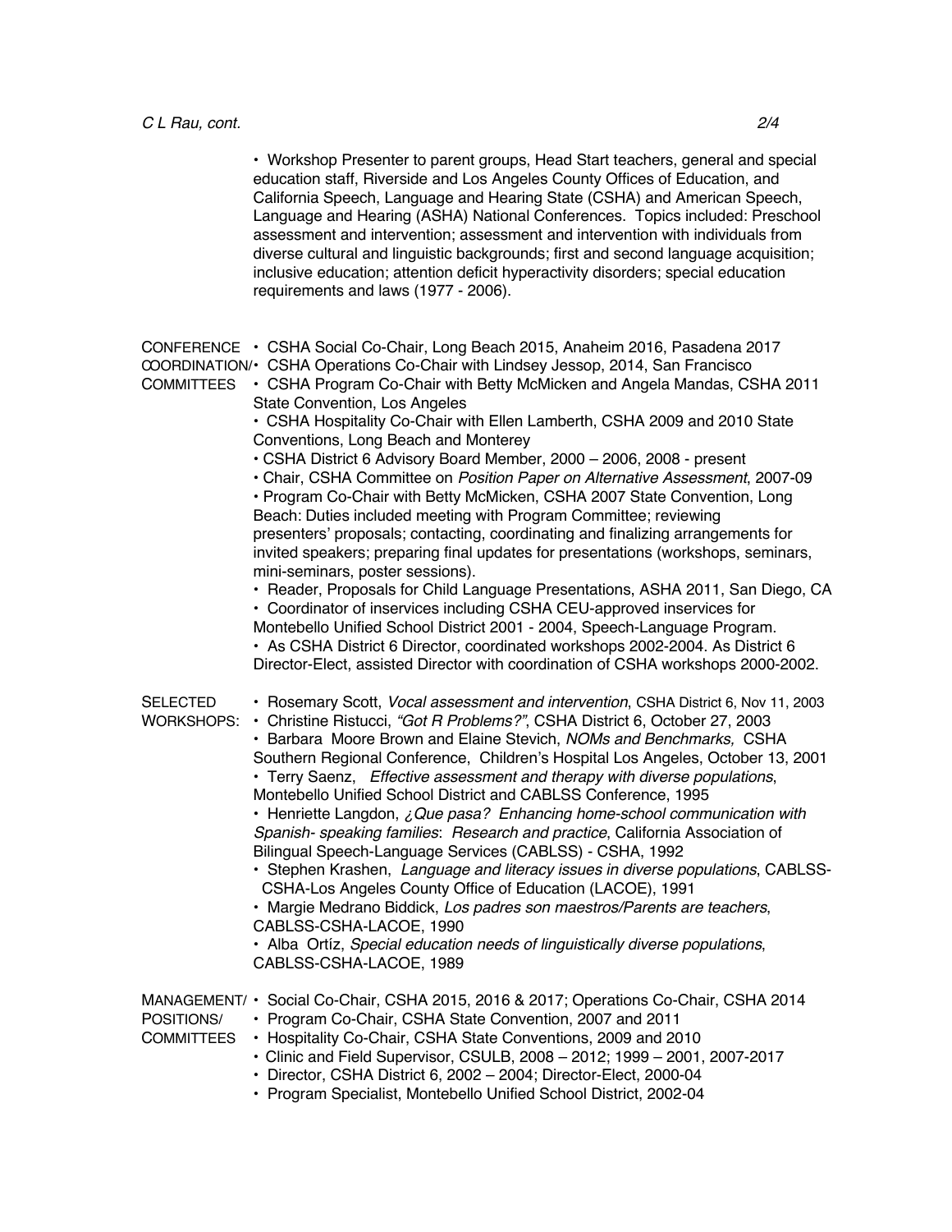- Workshop Presenter to parent groups, Head Start teachers, general and special education staff, Riverside and Los Angeles County Offices of Education, and California Speech, Language and Hearing State (CSHA) and American Speech, Language and Hearing (ASHA) National Conferences. Topics included: Preschool assessment and intervention; assessment and intervention with individuals from diverse cultural and linguistic backgrounds; first and second language acquisition; inclusive education; attention deficit hyperactivity disorders; special education requirements and laws (1977 - 2006).

**CONFERENCE COORDINATION/ COMMITTEES**

- CSHA Social Co-Chair, Long Beach 2015, Anaheim 2016, Pasadena 2017
- CSHA Operations Co-Chair with Lindsey Jessop, 2014, San Francisco
- CSHA Program Co-Chair with Betty McMicken and Angela Mandas, CSHA 2011 State Convention, Los Angeles
- CSHA Hospitality Co-Chair with Ellen Lamberth, CSHA 2009 and 2010 State Conventions, Long Beach and Monterey
- CSHA District 6 Advisory Board Member, 2000 – 2006, 2008 - present
- Chair, CSHA Committee on *Position Paper on Alternative Assessment*, 2007-09
- Program Co-Chair with Betty McMicken, CSHA 2007 State Convention, Long Beach: Duties included meeting with Program Committee; reviewing presenters' proposals; contacting, coordinating and finalizing arrangements for invited speakers; preparing final updates for presentations (workshops, seminars, mini-seminars, poster sessions).
- Reader, Proposals for Child Language Presentations, ASHA 2011, San Diego, CA
- Coordinator of inservices including CSHA CEU-approved inservices for Montebello Unified School District 2001 - 2004, Speech-Language Program.
- As CSHA District 6 Director, coordinated workshops 2002-2004. As District 6 Director-Elect, assisted Director with coordination of CSHA workshops 2000-2002.

**SELECTED WORKSHOPS:**

- Rosemary Scott, *Vocal assessment and intervention*, CSHA District 6, Nov 11, 2003
- Christine Ristucci, *"Got R Problems?"*, CSHA District 6, October 27, 2003
- Barbara Moore Brown and Elaine Stevich, *NOMs and Benchmarks,* CSHA Southern Regional Conference, Children's Hospital Los Angeles, October 13, 2001
- Terry Saenz, *Effective assessment and therapy with diverse populations*, Montebello Unified School District and CABLSS Conference, 1995
- Henriette Langdon, *¿Que pasa? Enhancing home-school communication with Spanish- speaking families*: *Research and practice*, California Association of Bilingual Speech-Language Services (CABLSS) - CSHA, 1992
- Stephen Krashen, *Language and literacy issues in diverse populations*, CABLSS-CSHA-Los Angeles County Office of Education (LACOE), 1991
- Margie Medrano Biddick, *Los padres son maestros/Parents are teachers*, CABLSS-CSHA-LACOE, 1990
- Alba Ortíz, *Special education needs of linguistically diverse populations*, CABLSS-CSHA-LACOE, 1989

**MANAGEMENT/ POSITIONS/ COMMITTEES**

- Social Co-Chair, CSHA 2015, 2016 & 2017; Operations Co-Chair, CSHA 2014
- Program Co-Chair, CSHA State Convention, 2007 and 2011
- Hospitality Co-Chair, CSHA State Conventions, 2009 and 2010
- Clinic and Field Supervisor, CSULB, 2008 – 2012; 1999 – 2001, 2007-2017
- Director, CSHA District 6, 2002 – 2004; Director-Elect, 2000-04
- Program Specialist, Montebello Unified School District, 2002-04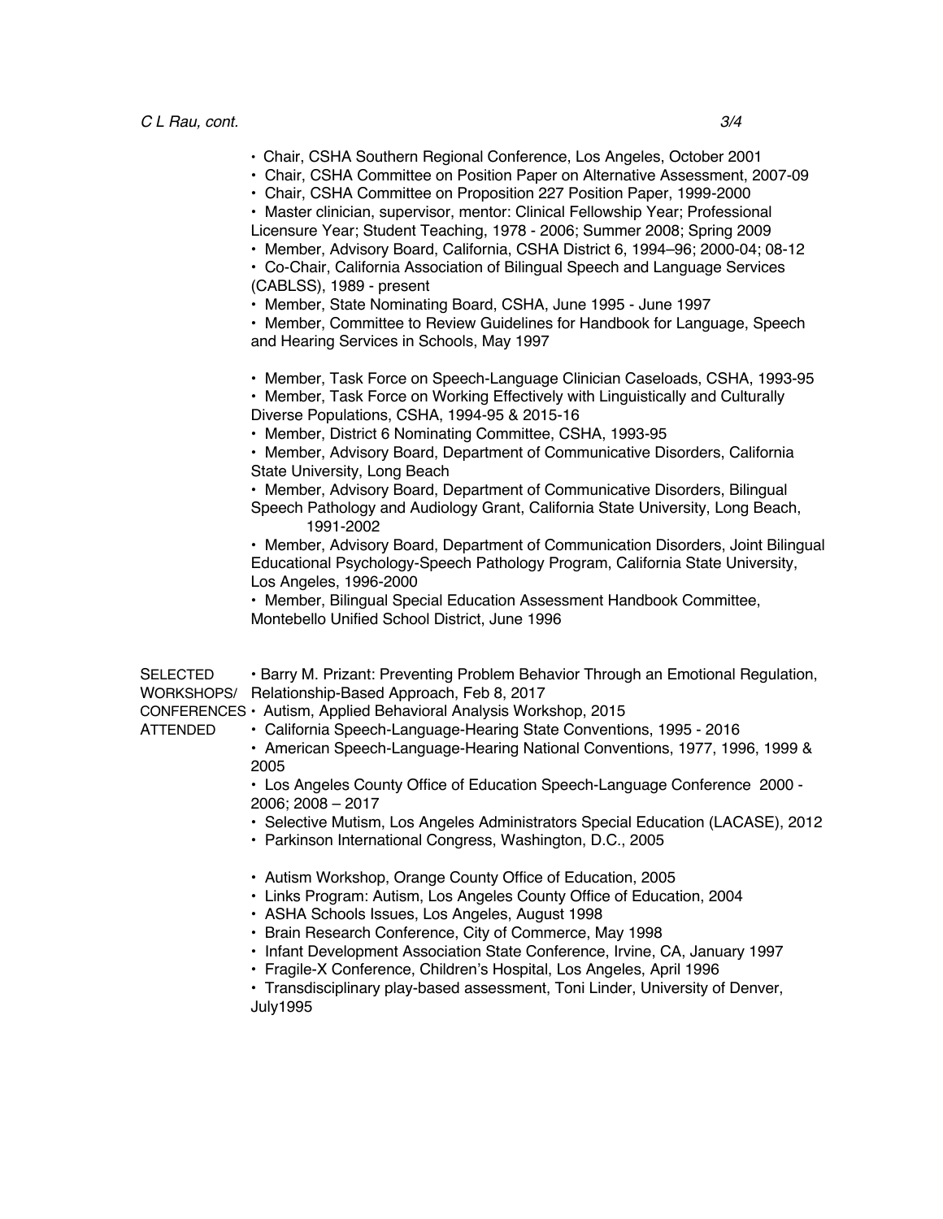- Chair, CSHA Southern Regional Conference, Los Angeles, October 2001
- Chair, CSHA Committee on Position Paper on Alternative Assessment, 2007-09
- Chair, CSHA Committee on Proposition 227 Position Paper, 1999-2000
- Master clinician, supervisor, mentor: Clinical Fellowship Year; Professional Licensure Year; Student Teaching, 1978 - 2006; Summer 2008; Spring 2009
- Member, Advisory Board, California, CSHA District 6, 1994–96; 2000-04; 08-12
- Co-Chair, California Association of Bilingual Speech and Language Services (CABLSS), 1989 - present
- Member, State Nominating Board, CSHA, June 1995 - June 1997
- Member, Committee to Review Guidelines for Handbook for Language, Speech and Hearing Services in Schools, May 1997

- Member, Task Force on Speech-Language Clinician Caseloads, CSHA, 1993-95
- Member, Task Force on Working Effectively with Linguistically and Culturally Diverse Populations, CSHA, 1994-95 & 2015-16
- Member, District 6 Nominating Committee, CSHA, 1993-95
- Member, Advisory Board, Department of Communicative Disorders, California State University, Long Beach
- Member, Advisory Board, Department of Communicative Disorders, Bilingual Speech Pathology and Audiology Grant, California State University, Long Beach, 1991-2002
- Member, Advisory Board, Department of Communication Disorders, Joint Bilingual Educational Psychology-Speech Pathology Program, California State University, Los Angeles, 1996-2000
- Member, Bilingual Special Education Assessment Handbook Committee, Montebello Unified School District, June 1996

SELECTED WORKSHOPS/ CONFERENCES ATTENDED

- Barry M. Prizant: Preventing Problem Behavior Through an Emotional Regulation, Relationship-Based Approach, Feb 8, 2017
- Autism, Applied Behavioral Analysis Workshop, 2015
- California Speech-Language-Hearing State Conventions, 1995 - 2016
- American Speech-Language-Hearing National Conventions, 1977, 1996, 1999 & 2005
- Los Angeles County Office of Education Speech-Language Conference 2000 - 2006; 2008 – 2017
- Selective Mutism, Los Angeles Administrators Special Education (LACASE), 2012
- Parkinson International Congress, Washington, D.C., 2005

- Autism Workshop, Orange County Office of Education, 2005
- Links Program: Autism, Los Angeles County Office of Education, 2004
- ASHA Schools Issues, Los Angeles, August 1998
- Brain Research Conference, City of Commerce, May 1998
- Infant Development Association State Conference, Irvine, CA, January 1997
- Fragile-X Conference, Children's Hospital, Los Angeles, April 1996
- Transdisciplinary play-based assessment, Toni Linder, University of Denver, July1995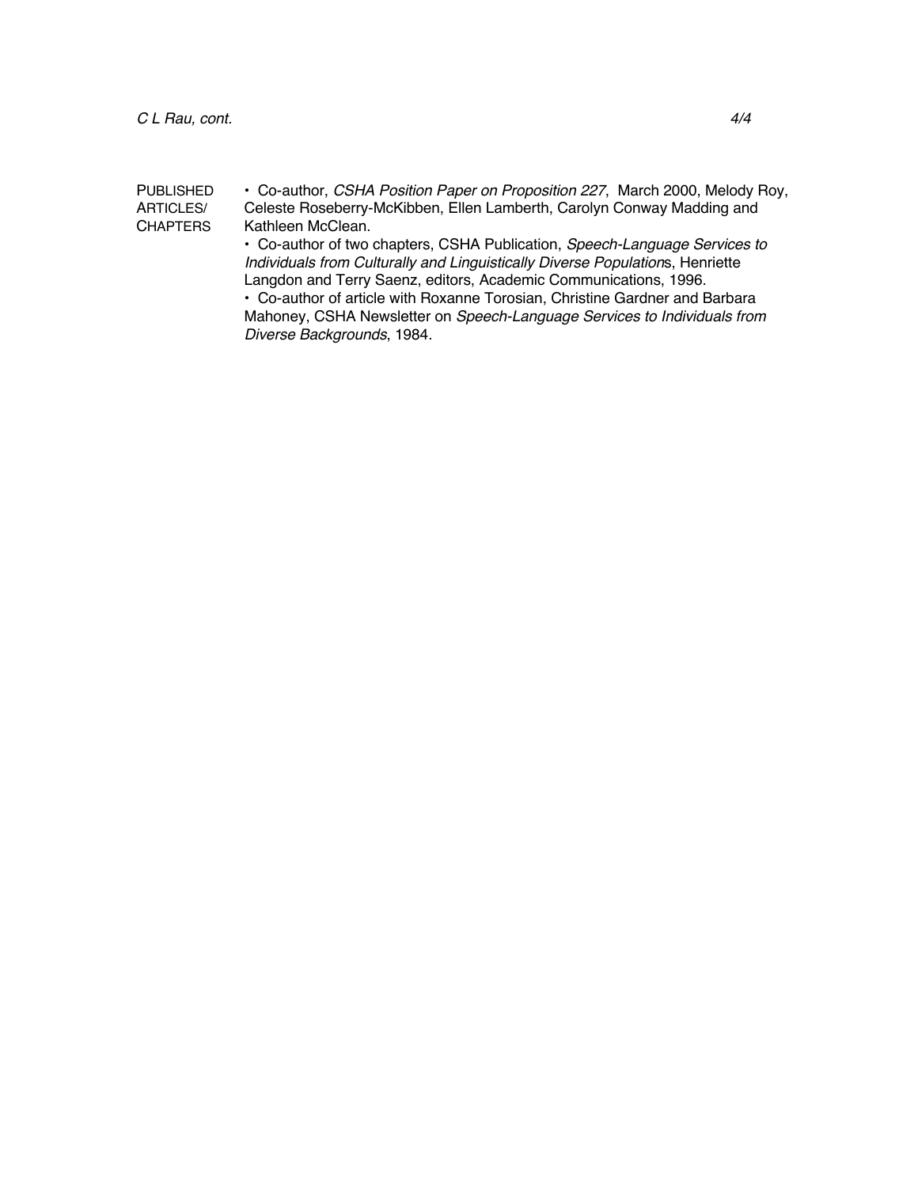PUBLISHED ARTICLES/ CHAPTERS

- Co-author, *CSHA Position Paper on Proposition 227*, March 2000, Melody Roy, Celeste Roseberry-McKibben, Ellen Lamberth, Carolyn Conway Madding and Kathleen McClean.
- Co-author of two chapters, CSHA Publication, *Speech-Language Services to Individuals from Culturally and Linguistically Diverse Population*s, Henriette Langdon and Terry Saenz, editors, Academic Communications, 1996.
- Co-author of article with Roxanne Torosian, Christine Gardner and Barbara Mahoney, CSHA Newsletter on *Speech-Language Services to Individuals from Diverse Backgrounds*, 1984.